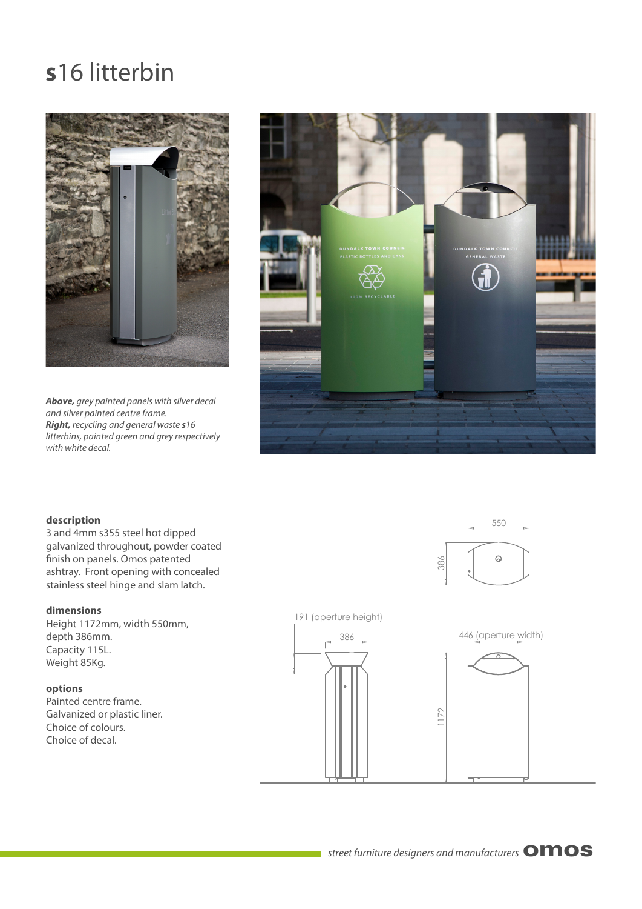# **s**16 litterbin

***Above,*** *grey painted panels with silver decal and silver painted centre frame.*
***Right,*** *recycling and general waste **s**16 litterbins, painted green and grey respectively with white decal.*

**description**
3 and 4mm s355 steel hot dipped galvanized throughout, powder coated finish on panels. Omos patented ashtray. Front opening with concealed stainless steel hinge and slam latch.

**dimensions**
Height 1172mm, width 550mm, depth 386mm.
Capacity 115L.
Weight 85Kg.

**options**
Painted centre frame.
Galvanized or plastic liner.
Choice of colours.
Choice of decal.

550
386
191 (aperture height)
386
446 (aperture width)
1172

*street furniture designers and manufacturers* **omos**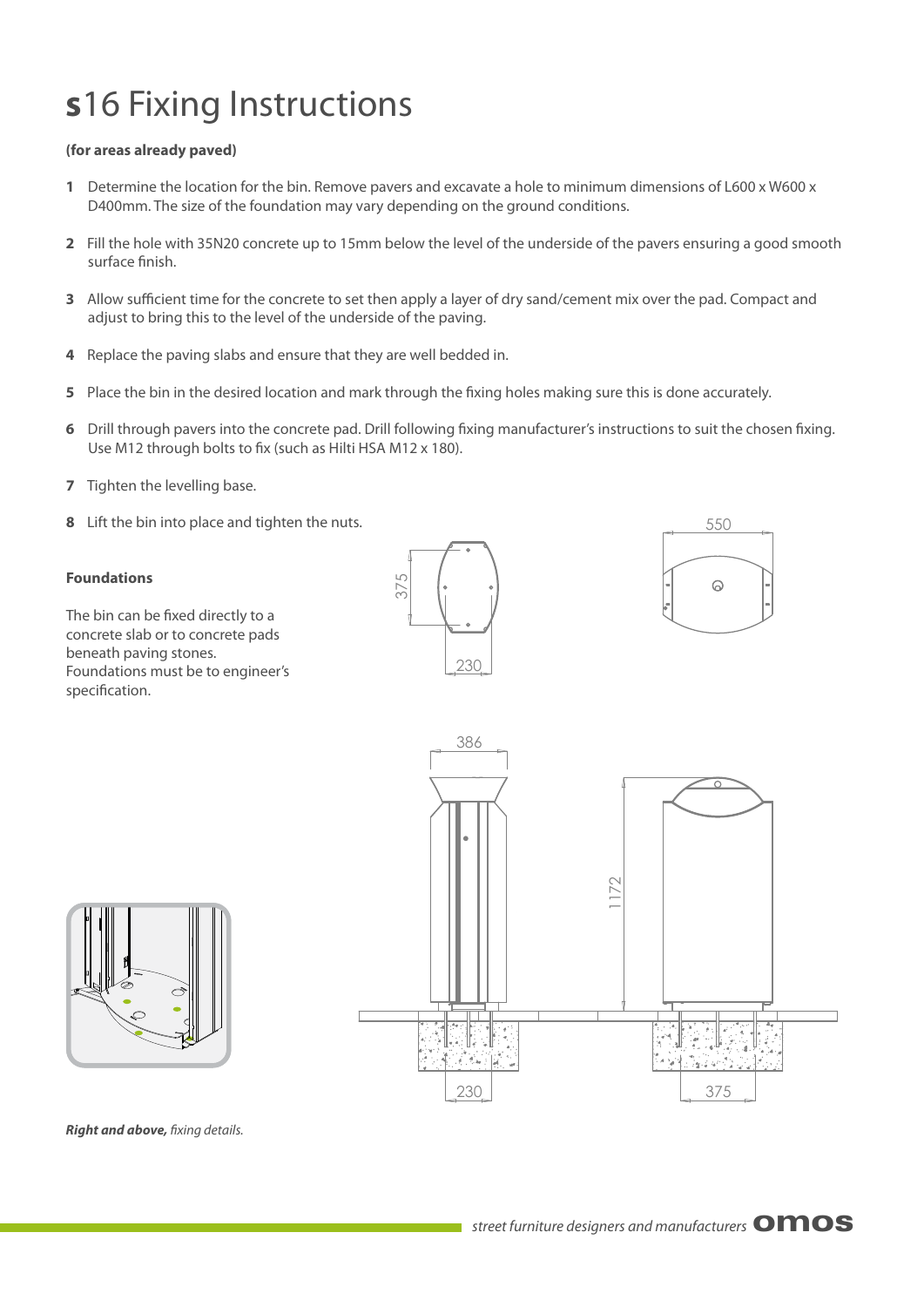# **s**16 Fixing Instructions

**(for areas already paved)**

1. Determine the location for the bin. Remove pavers and excavate a hole to minimum dimensions of L600 x W600 x D400mm. The size of the foundation may vary depending on the ground conditions.
2. Fill the hole with 35N20 concrete up to 15mm below the level of the underside of the pavers ensuring a good smooth surface finish.
3. Allow sufficient time for the concrete to set then apply a layer of dry sand/cement mix over the pad. Compact and adjust to bring this to the level of the underside of the paving.
4. Replace the paving slabs and ensure that they are well bedded in.
5. Place the bin in the desired location and mark through the fixing holes making sure this is done accurately.
6. Drill through pavers into the concrete pad. Drill following fixing manufacturer's instructions to suit the chosen fixing. Use M12 through bolts to fix (such as Hilti HSA M12 x 180).
7. Tighten the levelling base.
8. Lift the bin into place and tighten the nuts.

**Foundations**

The bin can be fixed directly to a concrete slab or to concrete pads beneath paving stones. Foundations must be to engineer's specification.

***Right and above,*** *fixing details.*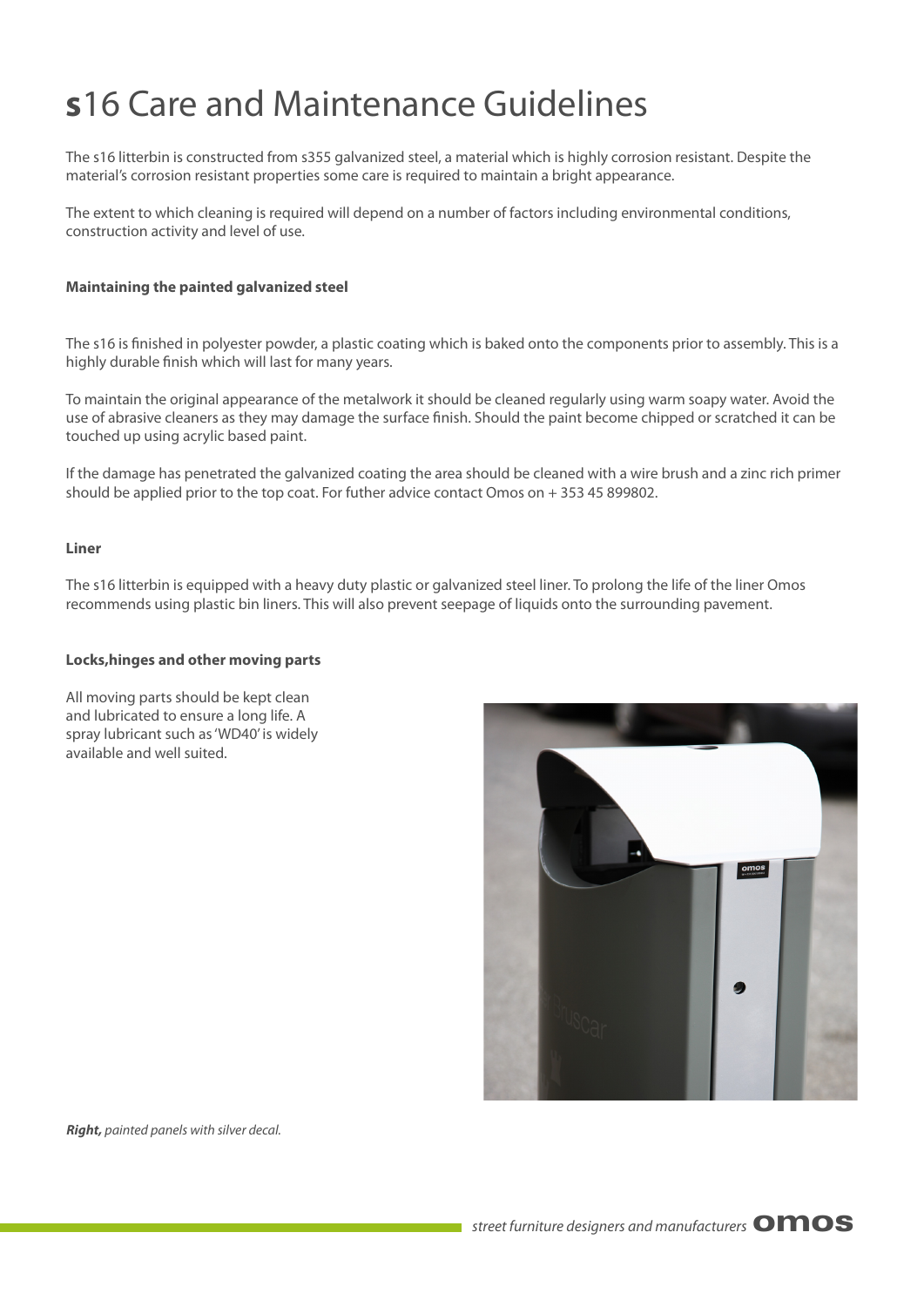# **s**16 Care and Maintenance Guidelines

The s16 litterbin is constructed from s355 galvanized steel, a material which is highly corrosion resistant. Despite the material's corrosion resistant properties some care is required to maintain a bright appearance.

The extent to which cleaning is required will depend on a number of factors including environmental conditions, construction activity and level of use.

**Maintaining the painted galvanized steel**

The s16 is finished in polyester powder, a plastic coating which is baked onto the components prior to assembly. This is a highly durable finish which will last for many years.

To maintain the original appearance of the metalwork it should be cleaned regularly using warm soapy water. Avoid the use of abrasive cleaners as they may damage the surface finish. Should the paint become chipped or scratched it can be touched up using acrylic based paint.

If the damage has penetrated the galvanized coating the area should be cleaned with a wire brush and a zinc rich primer should be applied prior to the top coat. For futher advice contact Omos on + 353 45 899802.

**Liner**

The s16 litterbin is equipped with a heavy duty plastic or galvanized steel liner. To prolong the life of the liner Omos recommends using plastic bin liners. This will also prevent seepage of liquids onto the surrounding pavement.

**Locks,hinges and other moving parts**

All moving parts should be kept clean and lubricated to ensure a long life. A spray lubricant such as 'WD40' is widely available and well suited.

***Right,*** *painted panels with silver decal.*